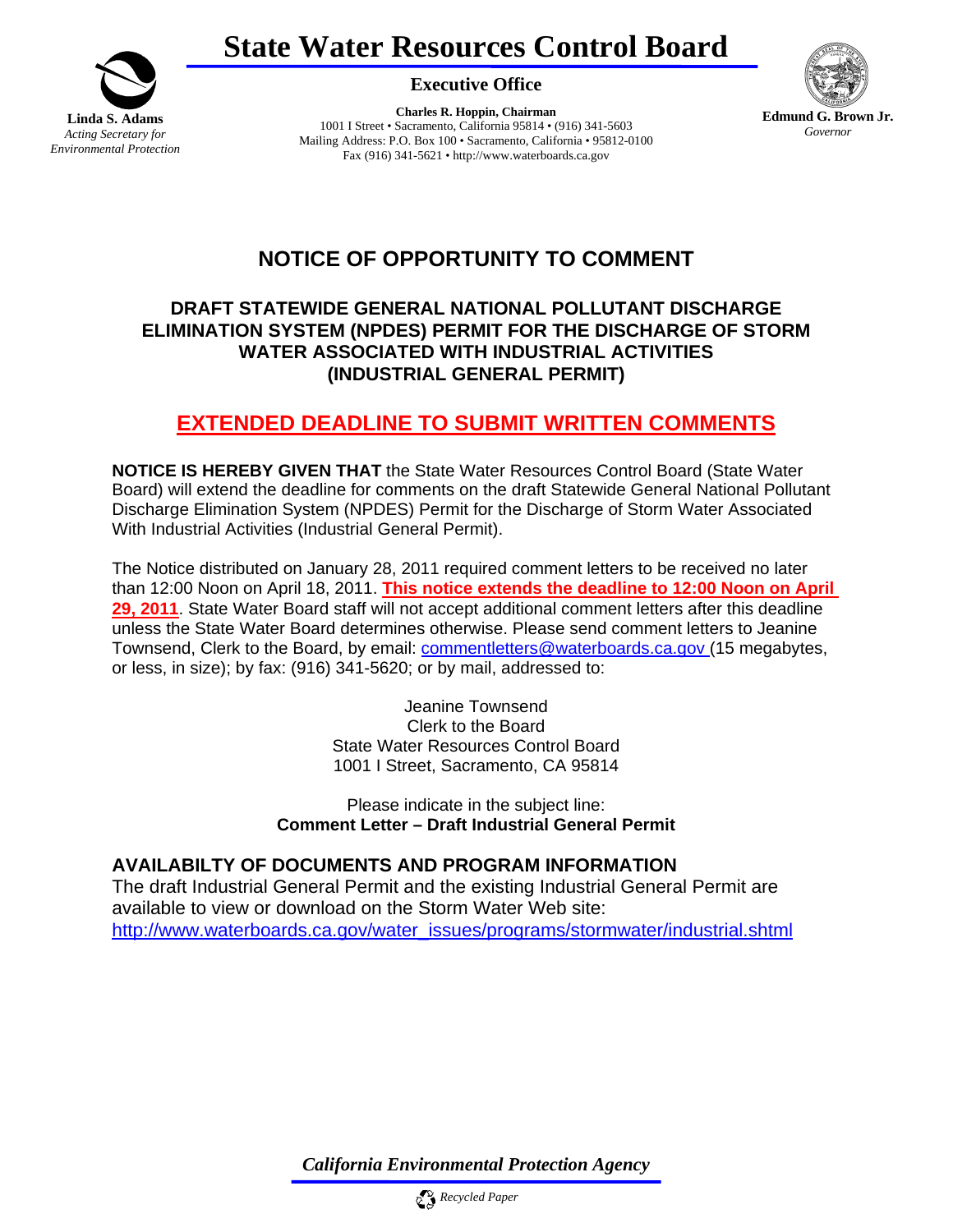# State Water Resources Control Board

**Linda S. Adams**
*Acting Secretary for Environmental Protection*

**Executive Office**

**Charles R. Hoppin, Chairman**
1001 I Street • Sacramento, California 95814 • (916) 341-5603
Mailing Address: P.O. Box 100 • Sacramento, California • 95812-0100
Fax (916) 341-5621 • http://www.waterboards.ca.gov

**Edmund G. Brown Jr.**
*Governor*

## NOTICE OF OPPORTUNITY TO COMMENT

### DRAFT STATEWIDE GENERAL NATIONAL POLLUTANT DISCHARGE ELIMINATION SYSTEM (NPDES) PERMIT FOR THE DISCHARGE OF STORM WATER ASSOCIATED WITH INDUSTRIAL ACTIVITIES (INDUSTRIAL GENERAL PERMIT)

## EXTENDED DEADLINE TO SUBMIT WRITTEN COMMENTS

**NOTICE IS HEREBY GIVEN THAT** the State Water Resources Control Board (State Water Board) will extend the deadline for comments on the draft Statewide General National Pollutant Discharge Elimination System (NPDES) Permit for the Discharge of Storm Water Associated With Industrial Activities (Industrial General Permit).

The Notice distributed on January 28, 2011 required comment letters to be received no later than 12:00 Noon on April 18, 2011. **This notice extends the deadline to 12:00 Noon on April 29, 2011**. State Water Board staff will not accept additional comment letters after this deadline unless the State Water Board determines otherwise. Please send comment letters to Jeanine Townsend, Clerk to the Board, by email: commentletters@waterboards.ca.gov (15 megabytes, or less, in size); by fax: (916) 341-5620; or by mail, addressed to:

Jeanine Townsend
Clerk to the Board
State Water Resources Control Board
1001 I Street, Sacramento, CA 95814

Please indicate in the subject line:
**Comment Letter – Draft Industrial General Permit**

### AVAILABILTY OF DOCUMENTS AND PROGRAM INFORMATION

The draft Industrial General Permit and the existing Industrial General Permit are available to view or download on the Storm Water Web site:
http://www.waterboards.ca.gov/water_issues/programs/stormwater/industrial.shtml

*California Environmental Protection Agency*

*Recycled Paper*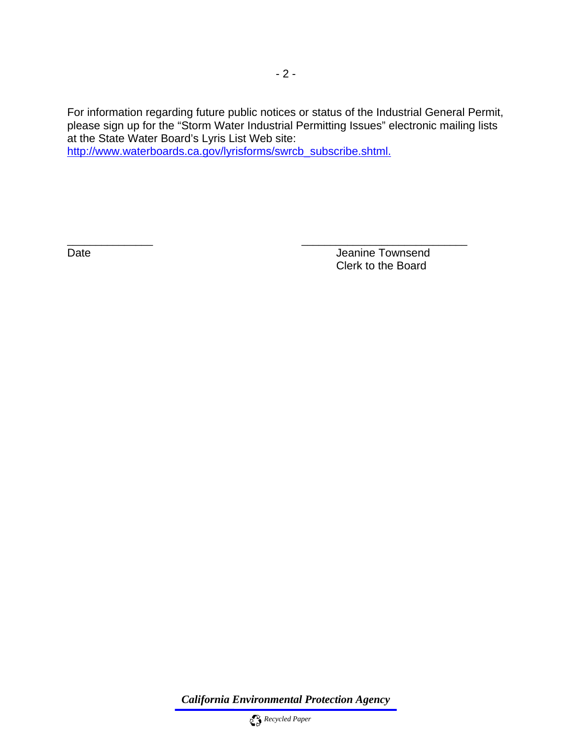For information regarding future public notices or status of the Industrial General Permit, please sign up for the "Storm Water Industrial Permitting Issues" electronic mailing lists at the State Water Board's Lyris List Web site:
[http://www.waterboards.ca.gov/lyrisforms/swrcb_subscribe.shtml.](http://www.waterboards.ca.gov/lyrisforms/swrcb_subscribe.shtml)

______________

Date

___________________________

Jeanine Townsend
Clerk to the Board

***California Environmental Protection Agency***

*Recycled Paper*